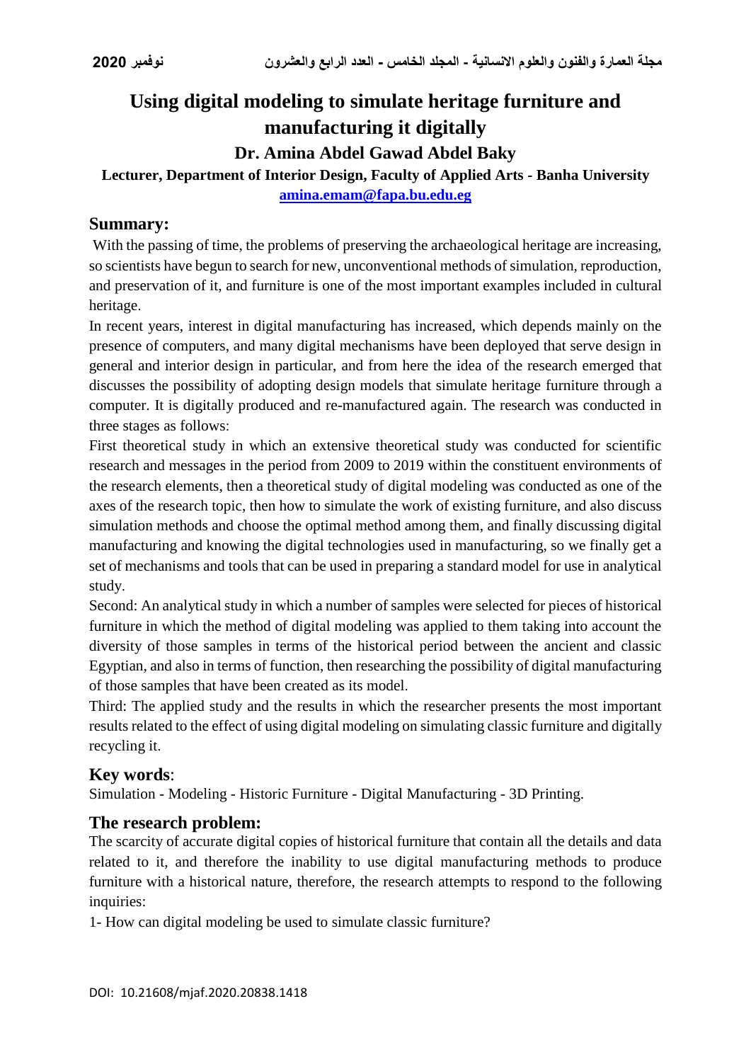# Using digital modeling to simulate heritage furniture and manufacturing it digitally

## Dr. Amina Abdel Gawad Abdel Baky

**Lecturer, Department of Interior Design, Faculty of Applied Arts - Banha University**

**amina.emam@fapa.bu.edu.eg**

## Summary:

With the passing of time, the problems of preserving the archaeological heritage are increasing, so scientists have begun to search for new, unconventional methods of simulation, reproduction, and preservation of it, and furniture is one of the most important examples included in cultural heritage.

In recent years, interest in digital manufacturing has increased, which depends mainly on the presence of computers, and many digital mechanisms have been deployed that serve design in general and interior design in particular, and from here the idea of the research emerged that discusses the possibility of adopting design models that simulate heritage furniture through a computer. It is digitally produced and re-manufactured again. The research was conducted in three stages as follows:

First theoretical study in which an extensive theoretical study was conducted for scientific research and messages in the period from 2009 to 2019 within the constituent environments of the research elements, then a theoretical study of digital modeling was conducted as one of the axes of the research topic, then how to simulate the work of existing furniture, and also discuss simulation methods and choose the optimal method among them, and finally discussing digital manufacturing and knowing the digital technologies used in manufacturing, so we finally get a set of mechanisms and tools that can be used in preparing a standard model for use in analytical study.

Second: An analytical study in which a number of samples were selected for pieces of historical furniture in which the method of digital modeling was applied to them taking into account the diversity of those samples in terms of the historical period between the ancient and classic Egyptian, and also in terms of function, then researching the possibility of digital manufacturing of those samples that have been created as its model.

Third: The applied study and the results in which the researcher presents the most important results related to the effect of using digital modeling on simulating classic furniture and digitally recycling it.

## Key words:

Simulation - Modeling - Historic Furniture - Digital Manufacturing - 3D Printing.

## The research problem:

The scarcity of accurate digital copies of historical furniture that contain all the details and data related to it, and therefore the inability to use digital manufacturing methods to produce furniture with a historical nature, therefore, the research attempts to respond to the following inquiries:

1- How can digital modeling be used to simulate classic furniture?

DOI: 10.21608/mjaf.2020.20838.1418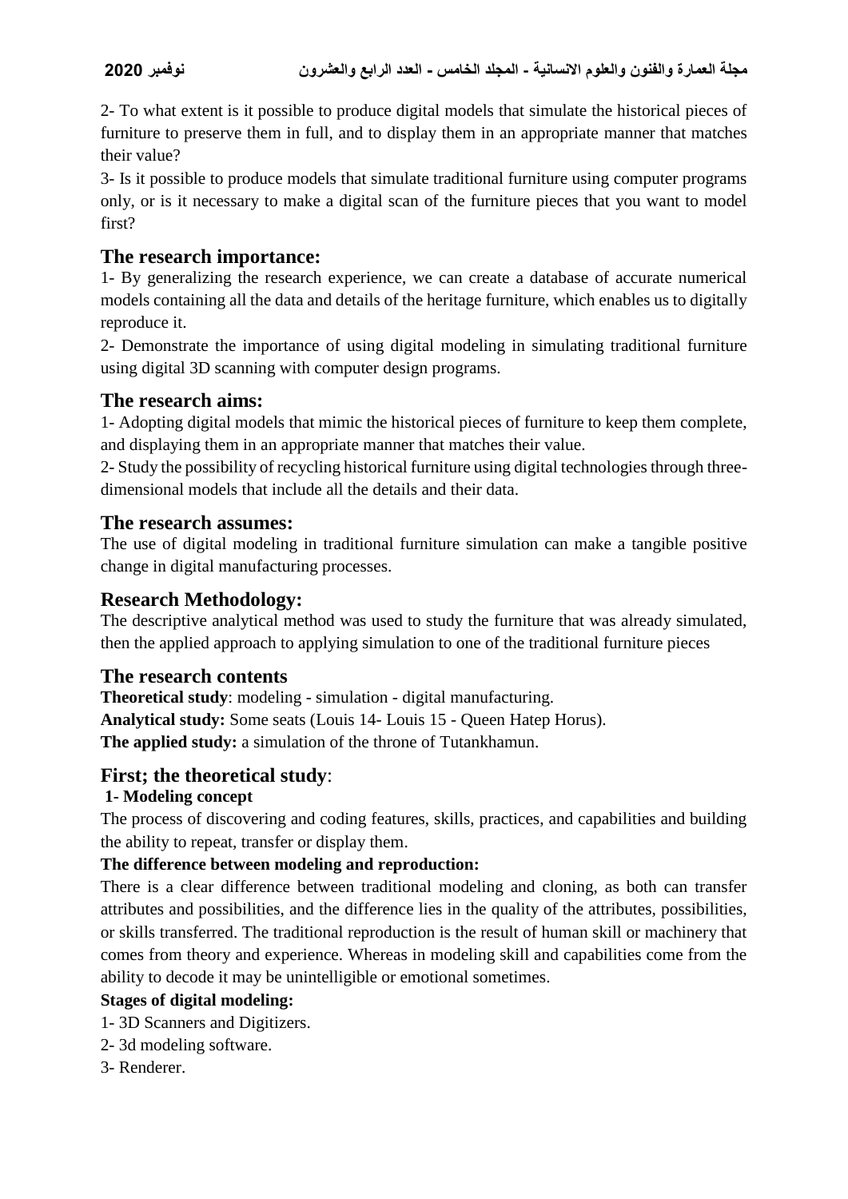2- To what extent is it possible to produce digital models that simulate the historical pieces of furniture to preserve them in full, and to display them in an appropriate manner that matches their value?

3- Is it possible to produce models that simulate traditional furniture using computer programs only, or is it necessary to make a digital scan of the furniture pieces that you want to model first?

## The research importance:

1- By generalizing the research experience, we can create a database of accurate numerical models containing all the data and details of the heritage furniture, which enables us to digitally reproduce it.

2- Demonstrate the importance of using digital modeling in simulating traditional furniture using digital 3D scanning with computer design programs.

## The research aims:

1- Adopting digital models that mimic the historical pieces of furniture to keep them complete, and displaying them in an appropriate manner that matches their value.

2- Study the possibility of recycling historical furniture using digital technologies through three-dimensional models that include all the details and their data.

## The research assumes:

The use of digital modeling in traditional furniture simulation can make a tangible positive change in digital manufacturing processes.

## Research Methodology:

The descriptive analytical method was used to study the furniture that was already simulated, then the applied approach to applying simulation to one of the traditional furniture pieces

## The research contents

**Theoretical study**: modeling - simulation - digital manufacturing.

**Analytical study:** Some seats (Louis 14- Louis 15 - Queen Hatep Horus).

**The applied study:** a simulation of the throne of Tutankhamun.

## First; the theoretical study:

### 1- Modeling concept

The process of discovering and coding features, skills, practices, and capabilities and building the ability to repeat, transfer or display them.

**The difference between modeling and reproduction:**

There is a clear difference between traditional modeling and cloning, as both can transfer attributes and possibilities, and the difference lies in the quality of the attributes, possibilities, or skills transferred. The traditional reproduction is the result of human skill or machinery that comes from theory and experience. Whereas in modeling skill and capabilities come from the ability to decode it may be unintelligible or emotional sometimes.

**Stages of digital modeling:**

1- 3D Scanners and Digitizers.

2- 3d modeling software.

3- Renderer.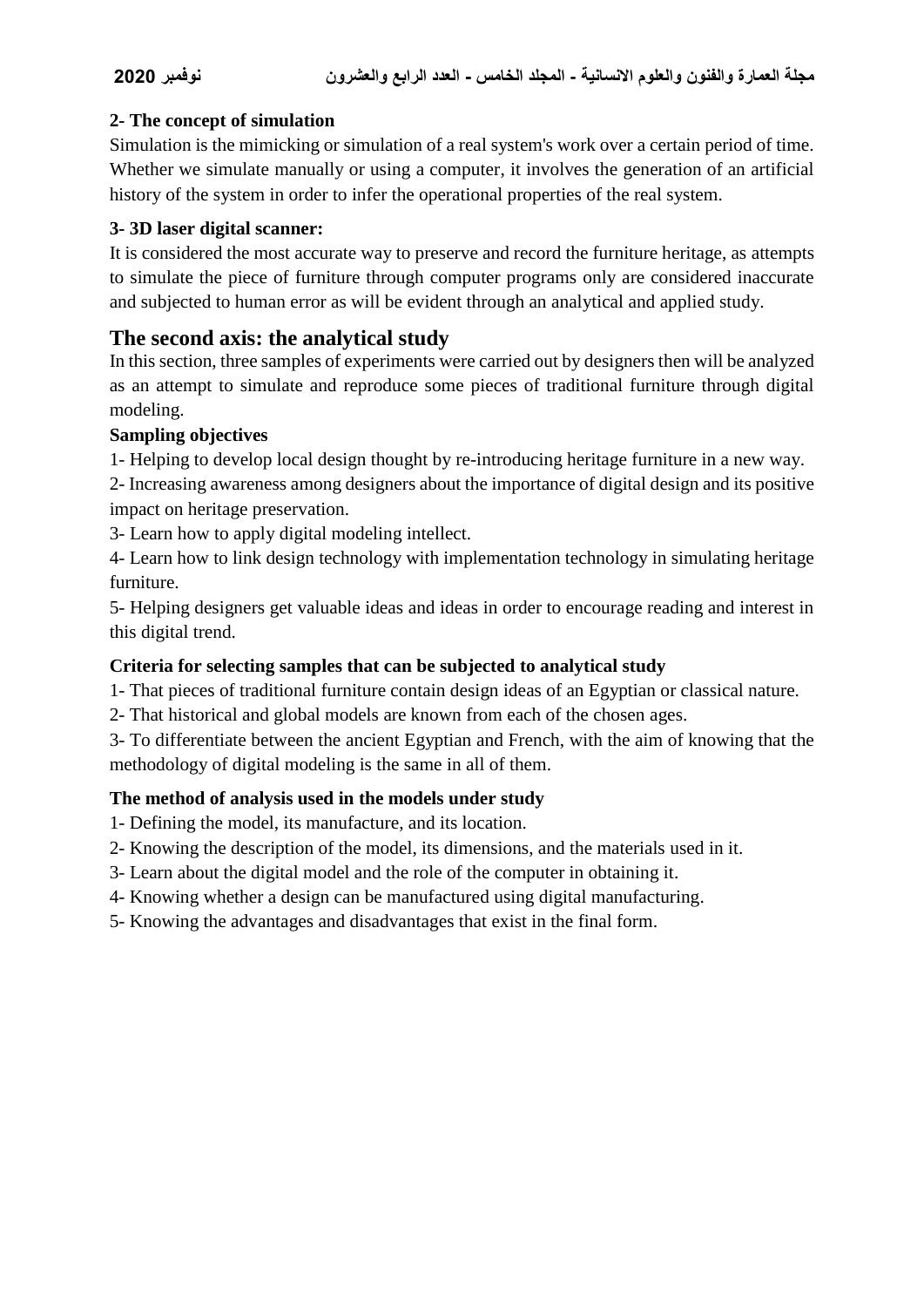**2- The concept of simulation**

Simulation is the mimicking or simulation of a real system's work over a certain period of time. Whether we simulate manually or using a computer, it involves the generation of an artificial history of the system in order to infer the operational properties of the real system.

**3- 3D laser digital scanner:**

It is considered the most accurate way to preserve and record the furniture heritage, as attempts to simulate the piece of furniture through computer programs only are considered inaccurate and subjected to human error as will be evident through an analytical and applied study.

## The second axis: the analytical study

In this section, three samples of experiments were carried out by designers then will be analyzed as an attempt to simulate and reproduce some pieces of traditional furniture through digital modeling.

**Sampling objectives**

1- Helping to develop local design thought by re-introducing heritage furniture in a new way.

2- Increasing awareness among designers about the importance of digital design and its positive impact on heritage preservation.

3- Learn how to apply digital modeling intellect.

4- Learn how to link design technology with implementation technology in simulating heritage furniture.

5- Helping designers get valuable ideas and ideas in order to encourage reading and interest in this digital trend.

**Criteria for selecting samples that can be subjected to analytical study**

1- That pieces of traditional furniture contain design ideas of an Egyptian or classical nature.

2- That historical and global models are known from each of the chosen ages.

3- To differentiate between the ancient Egyptian and French, with the aim of knowing that the methodology of digital modeling is the same in all of them.

**The method of analysis used in the models under study**

1- Defining the model, its manufacture, and its location.

2- Knowing the description of the model, its dimensions, and the materials used in it.

3- Learn about the digital model and the role of the computer in obtaining it.

4- Knowing whether a design can be manufactured using digital manufacturing.

5- Knowing the advantages and disadvantages that exist in the final form.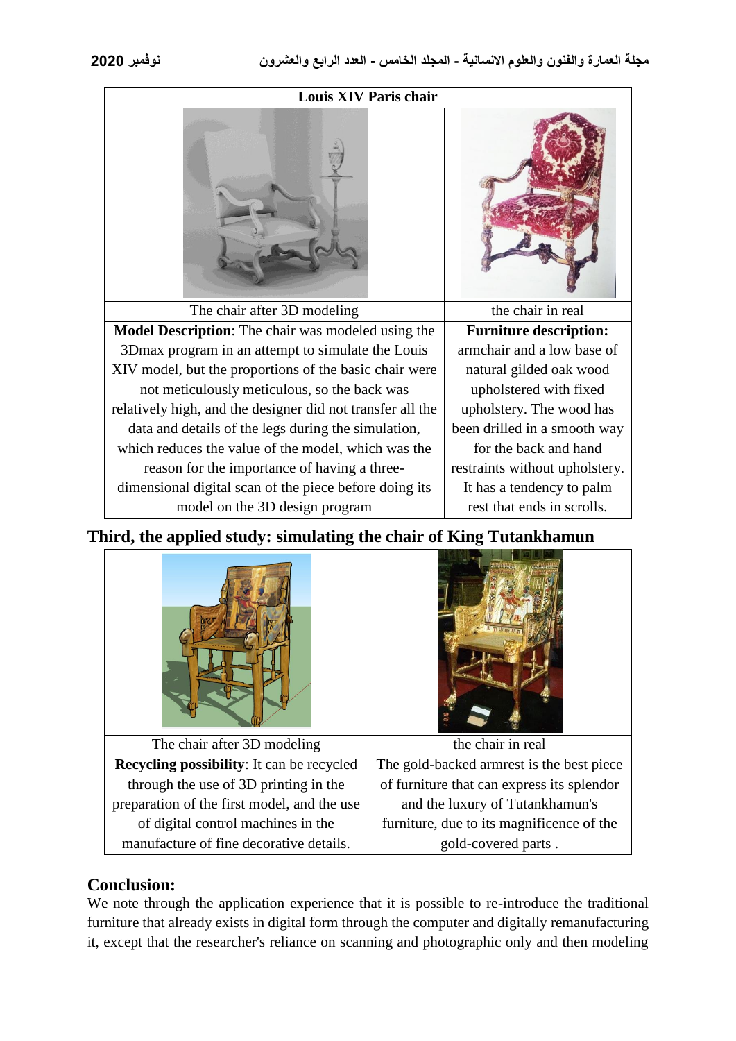| Louis XIV Paris chair | |
|---|---|
| The chair after 3D modeling | the chair in real |
| **Model Description**: The chair was modeled using the 3Dmax program in an attempt to simulate the Louis XIV model, but the proportions of the basic chair were not meticulously meticulous, so the back was relatively high, and the designer did not transfer all the data and details of the legs during the simulation, which reduces the value of the model, which was the reason for the importance of having a three-dimensional digital scan of the piece before doing its model on the 3D design program | **Furniture description:** armchair and a low base of natural gilded oak wood upholstered with fixed upholstery. The wood has been drilled in a smooth way for the back and hand restraints without upholstery. It has a tendency to palm rest that ends in scrolls. |

## Third, the applied study: simulating the chair of King Tutankhamun

| The chair after 3D modeling | the chair in real |
|---|---|
| **Recycling possibility**: It can be recycled through the use of 3D printing in the preparation of the first model, and the use of digital control machines in the manufacture of fine decorative details. | The gold-backed armrest is the best piece of furniture that can express its splendor and the luxury of Tutankhamun's furniture, due to its magnificence of the gold-covered parts . |

## Conclusion:

We note through the application experience that it is possible to re-introduce the traditional furniture that already exists in digital form through the computer and digitally remanufacturing it, except that the researcher's reliance on scanning and photographic only and then modeling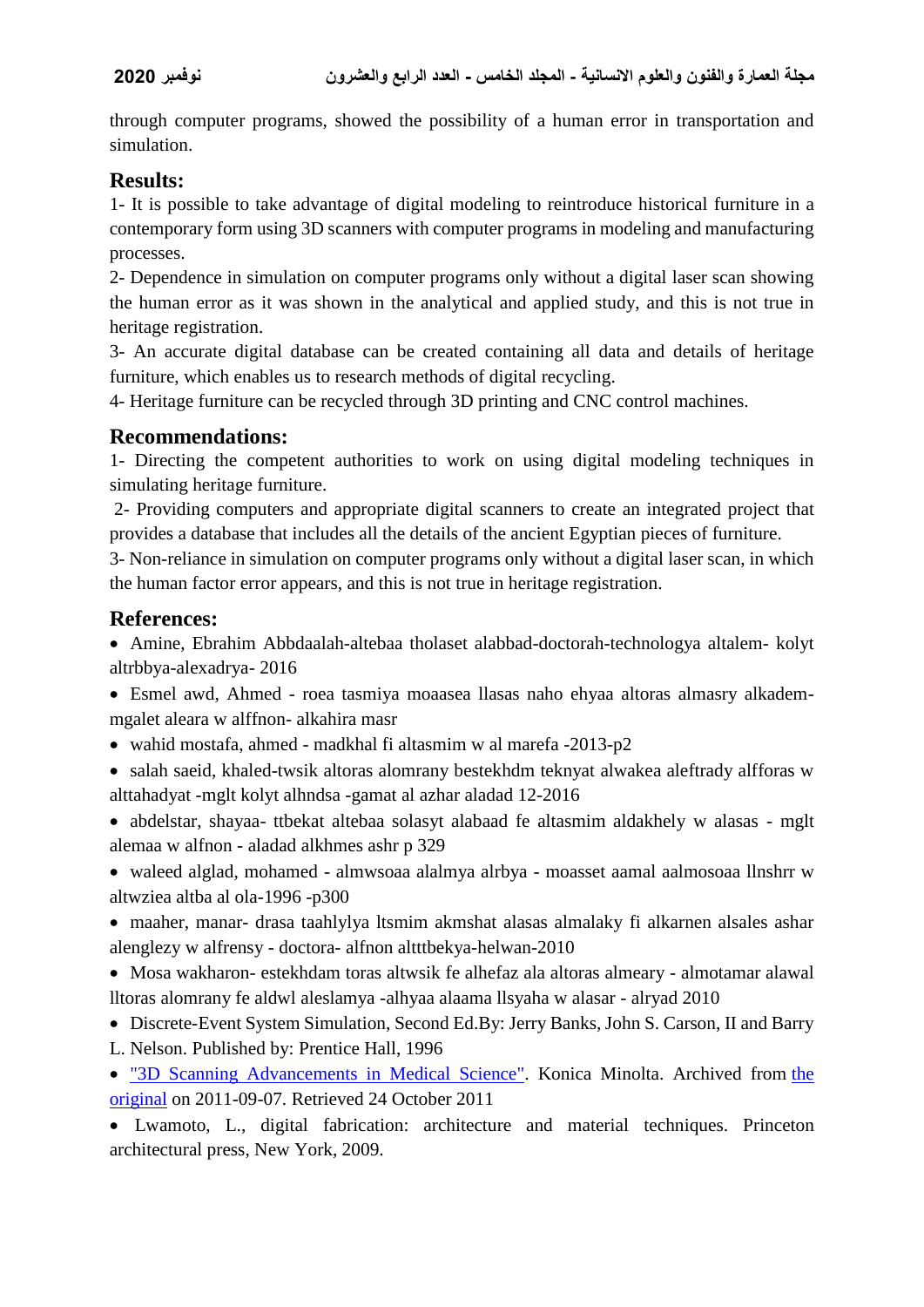through computer programs, showed the possibility of a human error in transportation and simulation.

## Results:

1- It is possible to take advantage of digital modeling to reintroduce historical furniture in a contemporary form using 3D scanners with computer programs in modeling and manufacturing processes.

2- Dependence in simulation on computer programs only without a digital laser scan showing the human error as it was shown in the analytical and applied study, and this is not true in heritage registration.

3- An accurate digital database can be created containing all data and details of heritage furniture, which enables us to research methods of digital recycling.

4- Heritage furniture can be recycled through 3D printing and CNC control machines.

## Recommendations:

1- Directing the competent authorities to work on using digital modeling techniques in simulating heritage furniture.

2- Providing computers and appropriate digital scanners to create an integrated project that provides a database that includes all the details of the ancient Egyptian pieces of furniture.

3- Non-reliance in simulation on computer programs only without a digital laser scan, in which the human factor error appears, and this is not true in heritage registration.

## References:

- Amine, Ebrahim Abbdaalah-altebaa tholaset alabbad-doctorah-technologya altalem- kolyt altrbbya-alexadrya- 2016
- Esmel awd, Ahmed - roea tasmiya moaasea llasas naho ehyaa altoras almasry alkadem-mgalet aleara w alffnon- alkahira masr
- wahid mostafa, ahmed - madkhal fi altasmim w al marefa -2013-p2
- salah saeid, khaled-twsik altoras alomrany bestekhdm teknyat alwakea aleftrady alfforas w alttahadyat -mglt kolyt alhndsa -gamat al azhar aladad 12-2016
- abdelstar, shayaa- ttbekat altebaa solasyt alabaad fe altasmim aldakhely w alasas - mglt alemaa w alfnon - aladad alkhmes ashr p 329
- waleed alglad, mohamed - almwsoaa alalmya alrbya - moasset aamal aalmosoaa llnshrr w altwziea altba al ola-1996 -p300
- maaher, manar- drasa taahlylya ltsmim akmshat alasas almalaky fi alkarnen alsales ashar alenglezy w alfrensy - doctora- alfnon altttbekya-helwan-2010
- Mosa wakharon- estekhdam toras altwsik fe alhefaz ala altoras almeary - almotamar alawal lltoras alomrany fe aldwl aleslamya -alhyaa alaama llsyaha w alasar - alryad 2010
- Discrete-Event System Simulation, Second Ed.By: Jerry Banks, John S. Carson, II and Barry L. Nelson. Published by: Prentice Hall, 1996
- "3D Scanning Advancements in Medical Science". Konica Minolta. Archived from the original on 2011-09-07. Retrieved 24 October 2011
- Lwamoto, L., digital fabrication: architecture and material techniques. Princeton architectural press, New York, 2009.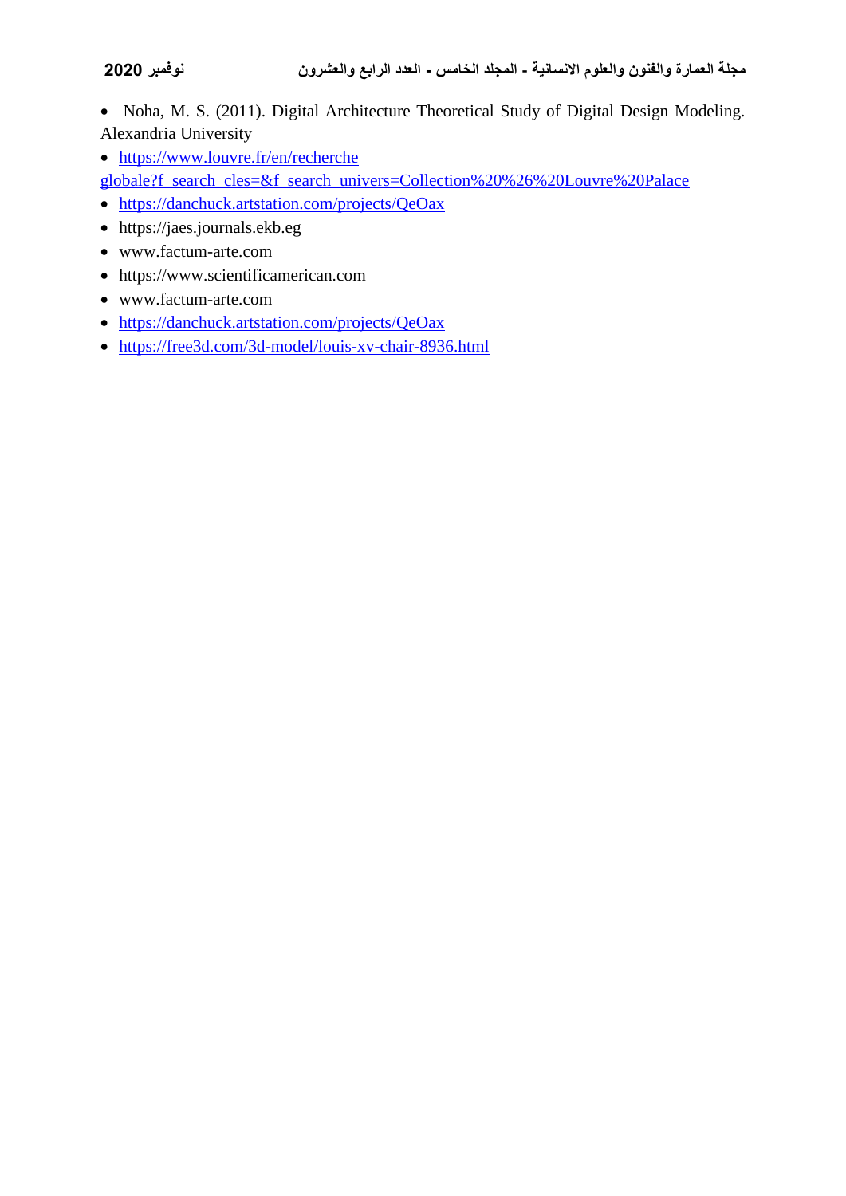- Noha, M. S. (2011). Digital Architecture Theoretical Study of Digital Design Modeling. Alexandria University
- https://www.louvre.fr/en/recherche globale?f_search_cles=&f_search_univers=Collection%20%26%20Louvre%20Palace
- https://danchuck.artstation.com/projects/QeOax
- https://jaes.journals.ekb.eg
- www.factum-arte.com
- https://www.scientificamerican.com
- www.factum-arte.com
- https://danchuck.artstation.com/projects/QeOax
- https://free3d.com/3d-model/louis-xv-chair-8936.html